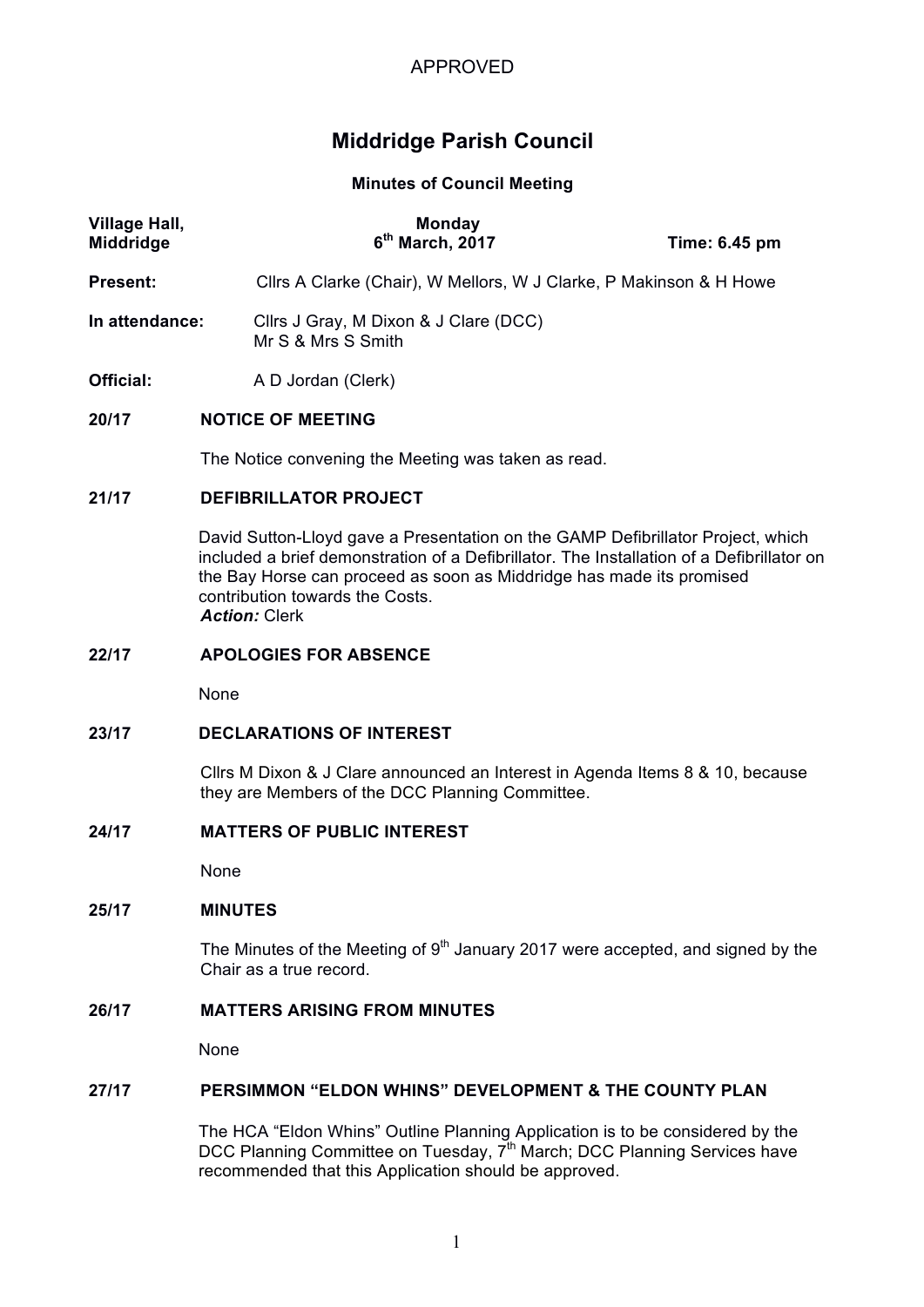APPROVED

# Middridge Parish Council

### Minutes of Council Meeting

| **Village Hall, Middridge** | **Monday 6th March, 2017** | **Time: 6.45 pm** |
|---|---|---|

**Present:** Cllrs A Clarke (Chair), W Mellors, W J Clarke, P Makinson & H Howe

**In attendance:** Cllrs J Gray, M Dixon & J Clare (DCC)
Mr S & Mrs S Smith

**Official:** A D Jordan (Clerk)

**20/17 NOTICE OF MEETING**

The Notice convening the Meeting was taken as read.

**21/17 DEFIBRILLATOR PROJECT**

David Sutton-Lloyd gave a Presentation on the GAMP Defibrillator Project, which included a brief demonstration of a Defibrillator. The Installation of a Defibrillator on the Bay Horse can proceed as soon as Middridge has made its promised contribution towards the Costs.
***Action:*** Clerk

**22/17 APOLOGIES FOR ABSENCE**

None

**23/17 DECLARATIONS OF INTEREST**

Cllrs M Dixon & J Clare announced an Interest in Agenda Items 8 & 10, because they are Members of the DCC Planning Committee.

**24/17 MATTERS OF PUBLIC INTEREST**

None

**25/17 MINUTES**

The Minutes of the Meeting of 9th January 2017 were accepted, and signed by the Chair as a true record.

**26/17 MATTERS ARISING FROM MINUTES**

None

**27/17 PERSIMMON "ELDON WHINS" DEVELOPMENT & THE COUNTY PLAN**

The HCA "Eldon Whins" Outline Planning Application is to be considered by the DCC Planning Committee on Tuesday, 7th March; DCC Planning Services have recommended that this Application should be approved.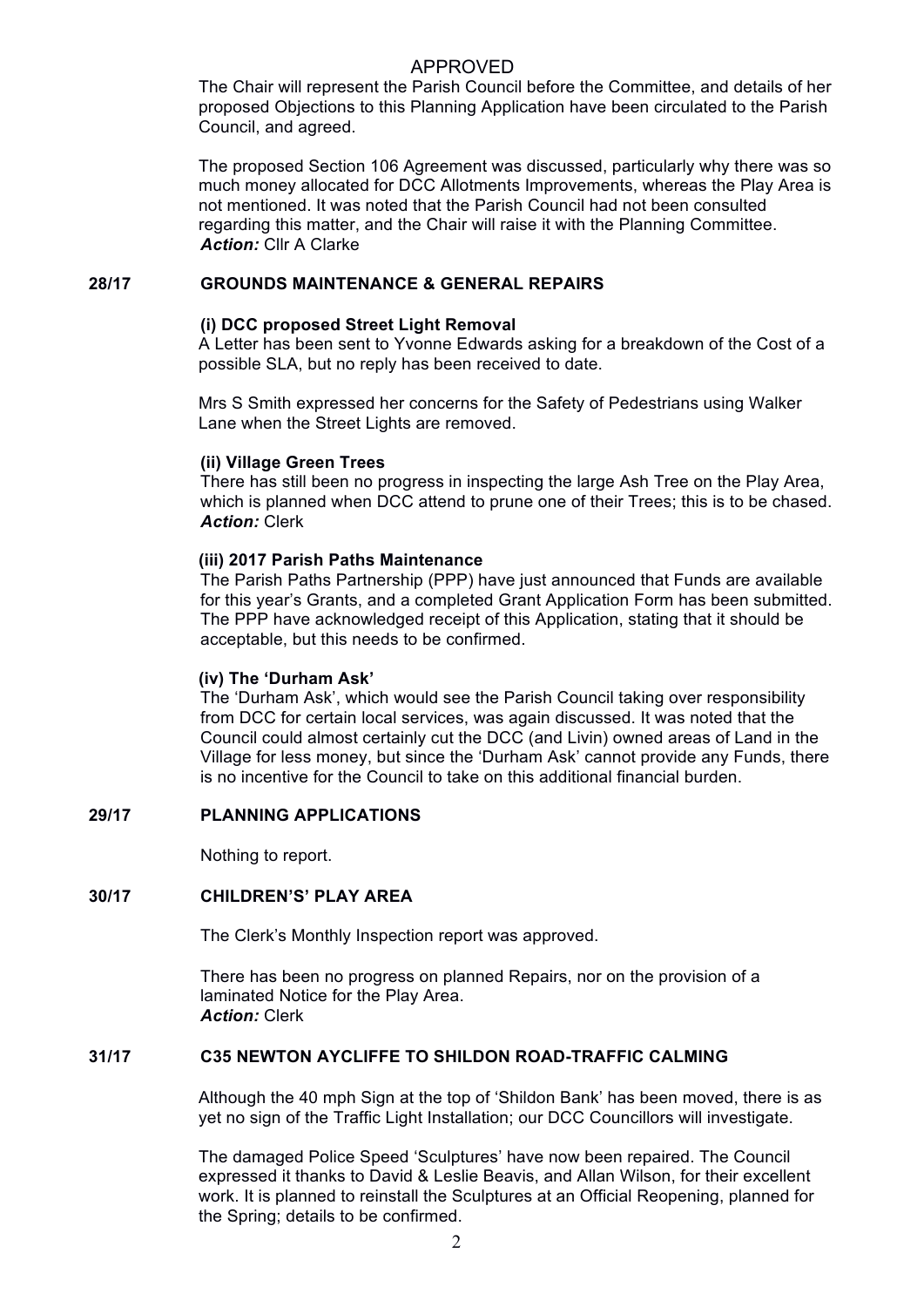APPROVED

The Chair will represent the Parish Council before the Committee, and details of her proposed Objections to this Planning Application have been circulated to the Parish Council, and agreed.

The proposed Section 106 Agreement was discussed, particularly why there was so much money allocated for DCC Allotments Improvements, whereas the Play Area is not mentioned. It was noted that the Parish Council had not been consulted regarding this matter, and the Chair will raise it with the Planning Committee.
***Action:*** Cllr A Clarke

## 28/17 GROUNDS MAINTENANCE & GENERAL REPAIRS

**(i) DCC proposed Street Light Removal**

A Letter has been sent to Yvonne Edwards asking for a breakdown of the Cost of a possible SLA, but no reply has been received to date.

Mrs S Smith expressed her concerns for the Safety of Pedestrians using Walker Lane when the Street Lights are removed.

**(ii) Village Green Trees**

There has still been no progress in inspecting the large Ash Tree on the Play Area, which is planned when DCC attend to prune one of their Trees; this is to be chased.
***Action:*** Clerk

**(iii) 2017 Parish Paths Maintenance**

The Parish Paths Partnership (PPP) have just announced that Funds are available for this year's Grants, and a completed Grant Application Form has been submitted. The PPP have acknowledged receipt of this Application, stating that it should be acceptable, but this needs to be confirmed.

**(iv) The 'Durham Ask'**

The 'Durham Ask', which would see the Parish Council taking over responsibility from DCC for certain local services, was again discussed. It was noted that the Council could almost certainly cut the DCC (and Livin) owned areas of Land in the Village for less money, but since the 'Durham Ask' cannot provide any Funds, there is no incentive for the Council to take on this additional financial burden.

## 29/17 PLANNING APPLICATIONS

Nothing to report.

## 30/17 CHILDREN'S' PLAY AREA

The Clerk's Monthly Inspection report was approved.

There has been no progress on planned Repairs, nor on the provision of a laminated Notice for the Play Area.
***Action:*** Clerk

## 31/17 C35 NEWTON AYCLIFFE TO SHILDON ROAD-TRAFFIC CALMING

Although the 40 mph Sign at the top of 'Shildon Bank' has been moved, there is as yet no sign of the Traffic Light Installation; our DCC Councillors will investigate.

The damaged Police Speed 'Sculptures' have now been repaired. The Council expressed it thanks to David & Leslie Beavis, and Allan Wilson, for their excellent work. It is planned to reinstall the Sculptures at an Official Reopening, planned for the Spring; details to be confirmed.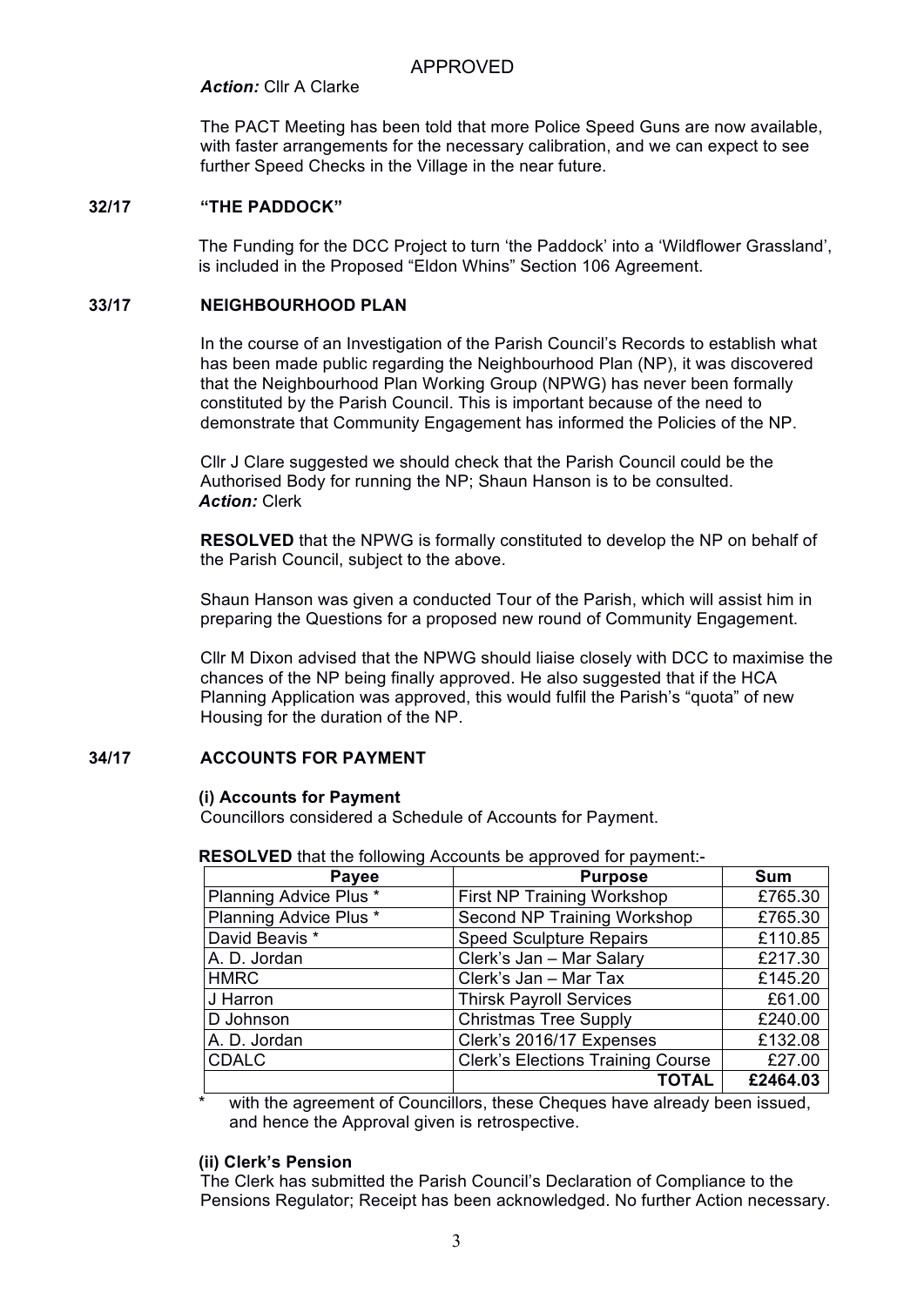APPROVED

***Action:*** Cllr A Clarke

The PACT Meeting has been told that more Police Speed Guns are now available, with faster arrangements for the necessary calibration, and we can expect to see further Speed Checks in the Village in the near future.

## 32/17 "THE PADDOCK"

The Funding for the DCC Project to turn 'the Paddock' into a 'Wildflower Grassland', is included in the Proposed "Eldon Whins" Section 106 Agreement.

## 33/17 NEIGHBOURHOOD PLAN

In the course of an Investigation of the Parish Council's Records to establish what has been made public regarding the Neighbourhood Plan (NP), it was discovered that the Neighbourhood Plan Working Group (NPWG) has never been formally constituted by the Parish Council. This is important because of the need to demonstrate that Community Engagement has informed the Policies of the NP.

Cllr J Clare suggested we should check that the Parish Council could be the Authorised Body for running the NP; Shaun Hanson is to be consulted.
***Action:*** Clerk

**RESOLVED** that the NPWG is formally constituted to develop the NP on behalf of the Parish Council, subject to the above.

Shaun Hanson was given a conducted Tour of the Parish, which will assist him in preparing the Questions for a proposed new round of Community Engagement.

Cllr M Dixon advised that the NPWG should liaise closely with DCC to maximise the chances of the NP being finally approved. He also suggested that if the HCA Planning Application was approved, this would fulfil the Parish's "quota" of new Housing for the duration of the NP.

## 34/17 ACCOUNTS FOR PAYMENT

**(i) Accounts for Payment**
Councillors considered a Schedule of Accounts for Payment.

**RESOLVED** that the following Accounts be approved for payment:-

| Payee | Purpose | Sum |
|---|---|---|
| Planning Advice Plus * | First NP Training Workshop | £765.30 |
| Planning Advice Plus * | Second NP Training Workshop | £765.30 |
| David Beavis * | Speed Sculpture Repairs | £110.85 |
| A. D. Jordan | Clerk's Jan – Mar Salary | £217.30 |
| HMRC | Clerk's Jan – Mar Tax | £145.20 |
| J Harron | Thirsk Payroll Services | £61.00 |
| D Johnson | Christmas Tree Supply | £240.00 |
| A. D. Jordan | Clerk's 2016/17 Expenses | £132.08 |
| CDALC | Clerk's Elections Training Course | £27.00 |
| | **TOTAL** | **£2464.03** |

\* with the agreement of Councillors, these Cheques have already been issued, and hence the Approval given is retrospective.

**(ii) Clerk's Pension**
The Clerk has submitted the Parish Council's Declaration of Compliance to the Pensions Regulator; Receipt has been acknowledged. No further Action necessary.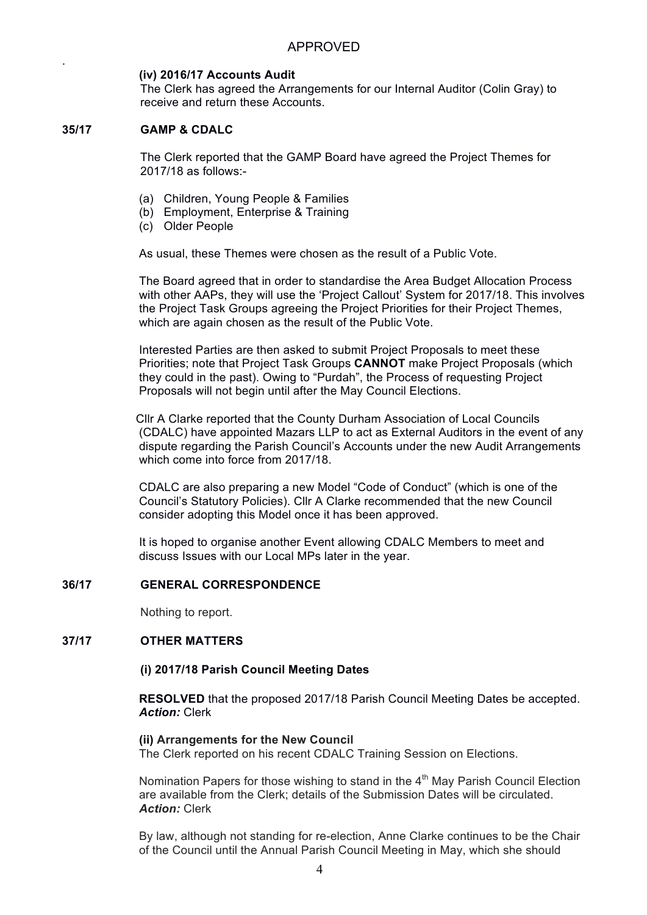APPROVED

**(iv) 2016/17 Accounts Audit**

The Clerk has agreed the Arrangements for our Internal Auditor (Colin Gray) to receive and return these Accounts.

## 35/17 GAMP & CDALC

The Clerk reported that the GAMP Board have agreed the Project Themes for 2017/18 as follows:-

(a) Children, Young People & Families
(b) Employment, Enterprise & Training
(c) Older People

As usual, these Themes were chosen as the result of a Public Vote.

The Board agreed that in order to standardise the Area Budget Allocation Process with other AAPs, they will use the 'Project Callout' System for 2017/18. This involves the Project Task Groups agreeing the Project Priorities for their Project Themes, which are again chosen as the result of the Public Vote.

Interested Parties are then asked to submit Project Proposals to meet these Priorities; note that Project Task Groups **CANNOT** make Project Proposals (which they could in the past). Owing to "Purdah", the Process of requesting Project Proposals will not begin until after the May Council Elections.

Cllr A Clarke reported that the County Durham Association of Local Councils (CDALC) have appointed Mazars LLP to act as External Auditors in the event of any dispute regarding the Parish Council's Accounts under the new Audit Arrangements which come into force from 2017/18.

CDALC are also preparing a new Model "Code of Conduct" (which is one of the Council's Statutory Policies). Cllr A Clarke recommended that the new Council consider adopting this Model once it has been approved.

It is hoped to organise another Event allowing CDALC Members to meet and discuss Issues with our Local MPs later in the year.

## 36/17 GENERAL CORRESPONDENCE

Nothing to report.

## 37/17 OTHER MATTERS

**(i) 2017/18 Parish Council Meeting Dates**

**RESOLVED** that the proposed 2017/18 Parish Council Meeting Dates be accepted.
***Action:*** Clerk

**(ii) Arrangements for the New Council**

The Clerk reported on his recent CDALC Training Session on Elections.

Nomination Papers for those wishing to stand in the 4th May Parish Council Election are available from the Clerk; details of the Submission Dates will be circulated.
***Action:*** Clerk

By law, although not standing for re-election, Anne Clarke continues to be the Chair of the Council until the Annual Parish Council Meeting in May, which she should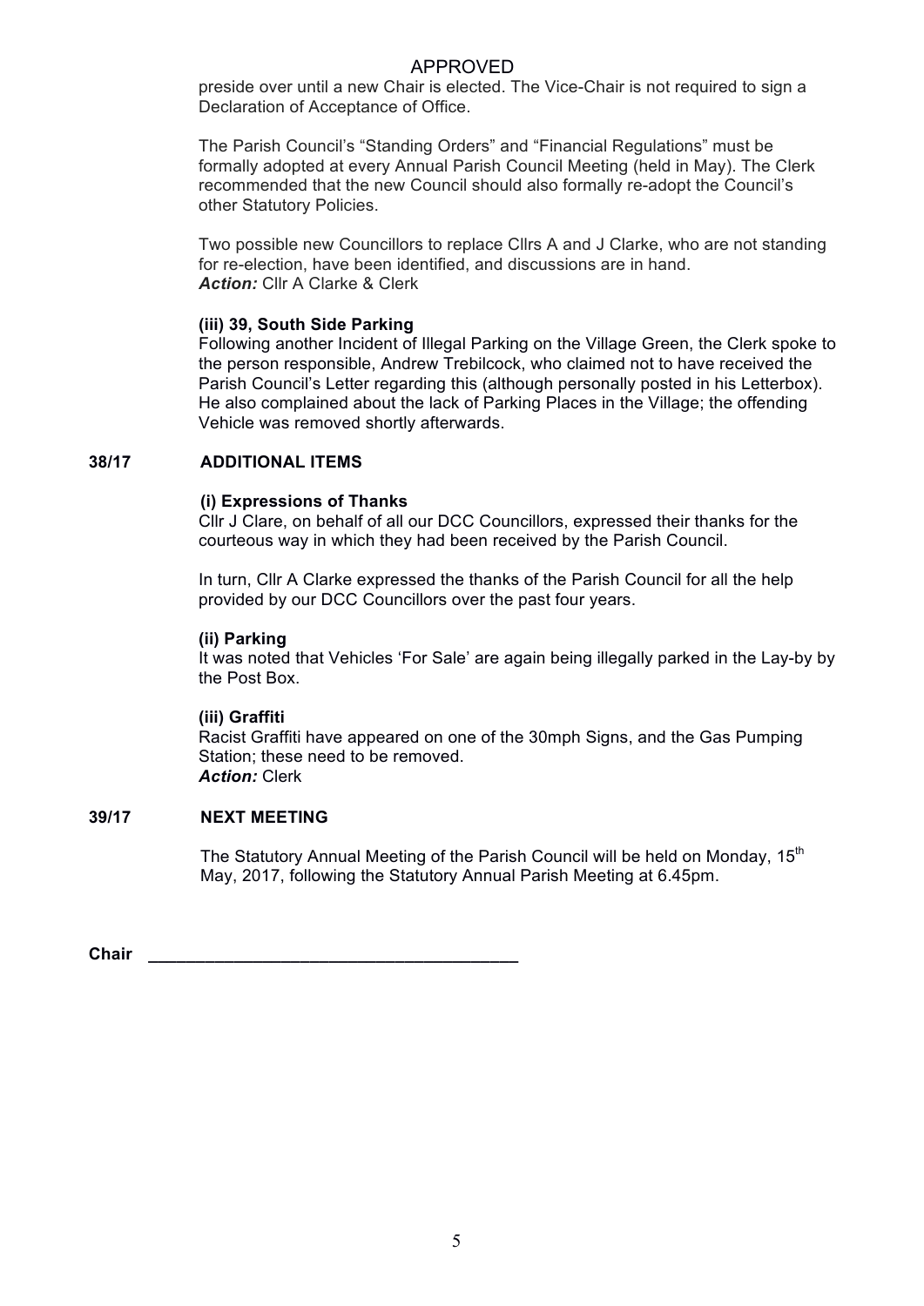APPROVED

preside over until a new Chair is elected. The Vice-Chair is not required to sign a Declaration of Acceptance of Office.

The Parish Council's "Standing Orders" and "Financial Regulations" must be formally adopted at every Annual Parish Council Meeting (held in May). The Clerk recommended that the new Council should also formally re-adopt the Council's other Statutory Policies.

Two possible new Councillors to replace Cllrs A and J Clarke, who are not standing for re-election, have been identified, and discussions are in hand.
***Action:*** Cllr A Clarke & Clerk

**(iii) 39, South Side Parking**
Following another Incident of Illegal Parking on the Village Green, the Clerk spoke to the person responsible, Andrew Trebilcock, who claimed not to have received the Parish Council's Letter regarding this (although personally posted in his Letterbox). He also complained about the lack of Parking Places in the Village; the offending Vehicle was removed shortly afterwards.

**38/17 ADDITIONAL ITEMS**

**(i) Expressions of Thanks**
Cllr J Clare, on behalf of all our DCC Councillors, expressed their thanks for the courteous way in which they had been received by the Parish Council.

In turn, Cllr A Clarke expressed the thanks of the Parish Council for all the help provided by our DCC Councillors over the past four years.

**(ii) Parking**
It was noted that Vehicles 'For Sale' are again being illegally parked in the Lay-by by the Post Box.

**(iii) Graffiti**
Racist Graffiti have appeared on one of the 30mph Signs, and the Gas Pumping Station; these need to be removed.
***Action:*** Clerk

**39/17 NEXT MEETING**

The Statutory Annual Meeting of the Parish Council will be held on Monday, 15th May, 2017, following the Statutory Annual Parish Meeting at 6.45pm.

**Chair** _______________________________________